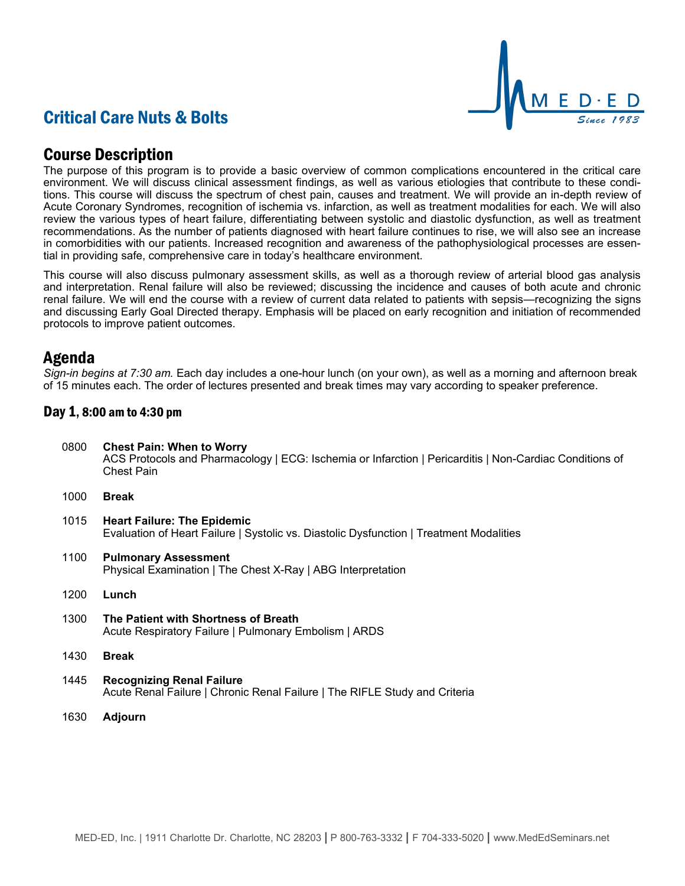# Critical Care Nuts & Bolts

## Course Description

The purpose of this program is to provide a basic overview of common complications encountered in the critical care environment. We will discuss clinical assessment findings, as well as various etiologies that contribute to these conditions. This course will discuss the spectrum of chest pain, causes and treatment. We will provide an in-depth review of Acute Coronary Syndromes, recognition of ischemia vs. infarction, as well as treatment modalities for each. We will also review the various types of heart failure, differentiating between systolic and diastolic dysfunction, as well as treatment recommendations. As the number of patients diagnosed with heart failure continues to rise, we will also see an increase in comorbidities with our patients. Increased recognition and awareness of the pathophysiological processes are essential in providing safe, comprehensive care in today's healthcare environment.

This course will also discuss pulmonary assessment skills, as well as a thorough review of arterial blood gas analysis and interpretation. Renal failure will also be reviewed; discussing the incidence and causes of both acute and chronic renal failure. We will end the course with a review of current data related to patients with sepsis—recognizing the signs and discussing Early Goal Directed therapy. Emphasis will be placed on early recognition and initiation of recommended protocols to improve patient outcomes.

## Agenda

*Sign-in begins at 7:30 am.* Each day includes a one-hour lunch (on your own), as well as a morning and afternoon break of 15 minutes each. The order of lectures presented and break times may vary according to speaker preference.

### Day 1, 8:00 am to 4:30 pm

0800 **Chest Pain: When to Worry**
ACS Protocols and Pharmacology | ECG: Ischemia or Infarction | Pericarditis | Non-Cardiac Conditions of Chest Pain

1000 **Break**

1015 **Heart Failure: The Epidemic**
Evaluation of Heart Failure | Systolic vs. Diastolic Dysfunction | Treatment Modalities

1100 **Pulmonary Assessment**
Physical Examination | The Chest X-Ray | ABG Interpretation

1200 **Lunch**

1300 **The Patient with Shortness of Breath**
Acute Respiratory Failure | Pulmonary Embolism | ARDS

1430 **Break**

1445 **Recognizing Renal Failure**
Acute Renal Failure | Chronic Renal Failure | The RIFLE Study and Criteria

1630 **Adjourn**

MED-ED, Inc. | 1911 Charlotte Dr. Charlotte, NC 28203 | P 800-763-3332 | F 704-333-5020 | www.MedEdSeminars.net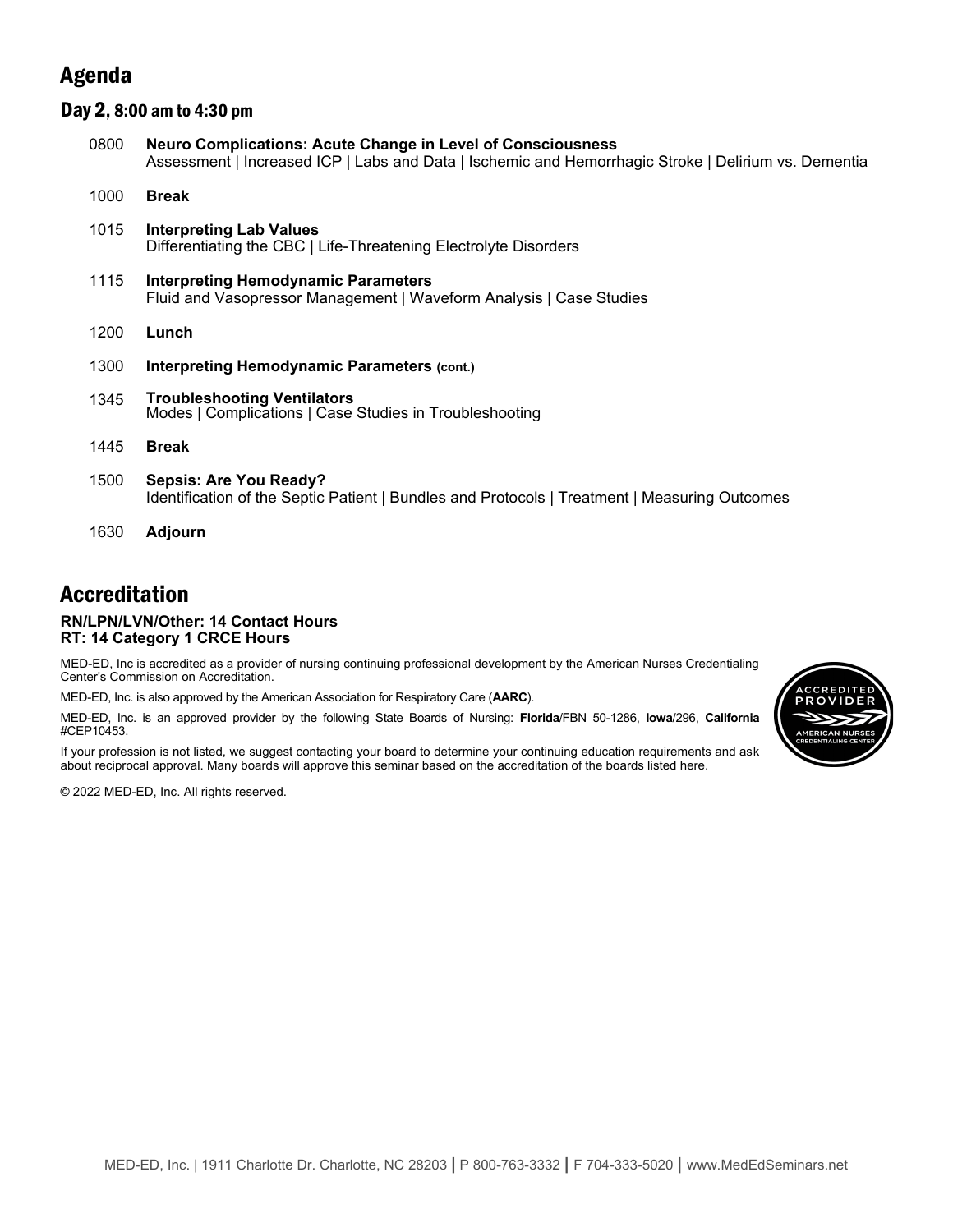## Agenda

### Day 2, 8:00 am to 4:30 pm

0800 **Neuro Complications: Acute Change in Level of Consciousness**
Assessment | Increased ICP | Labs and Data | Ischemic and Hemorrhagic Stroke | Delirium vs. Dementia

1000 **Break**

1015 **Interpreting Lab Values**
Differentiating the CBC | Life-Threatening Electrolyte Disorders

1115 **Interpreting Hemodynamic Parameters**
Fluid and Vasopressor Management | Waveform Analysis | Case Studies

1200 **Lunch**

1300 **Interpreting Hemodynamic Parameters (cont.)**

1345 **Troubleshooting Ventilators**
Modes | Complications | Case Studies in Troubleshooting

1445 **Break**

1500 **Sepsis: Are You Ready?**
Identification of the Septic Patient | Bundles and Protocols | Treatment | Measuring Outcomes

1630 **Adjourn**

## Accreditation

**RN/LPN/LVN/Other: 14 Contact Hours**
**RT: 14 Category 1 CRCE Hours**

MED-ED, Inc is accredited as a provider of nursing continuing professional development by the American Nurses Credentialing Center's Commission on Accreditation.

MED-ED, Inc. is also approved by the American Association for Respiratory Care (**AARC**).

MED-ED, Inc. is an approved provider by the following State Boards of Nursing: **Florida**/FBN 50-1286, **Iowa**/296, **California** #CEP10453.

If your profession is not listed, we suggest contacting your board to determine your continuing education requirements and ask about reciprocal approval. Many boards will approve this seminar based on the accreditation of the boards listed here.

ACCREDITED PROVIDER
AMERICAN NURSES CREDENTIALING CENTER

© 2022 MED-ED, Inc. All rights reserved.

MED-ED, Inc. | 1911 Charlotte Dr. Charlotte, NC 28203 | P 800-763-3332 | F 704-333-5020 | www.MedEdSeminars.net